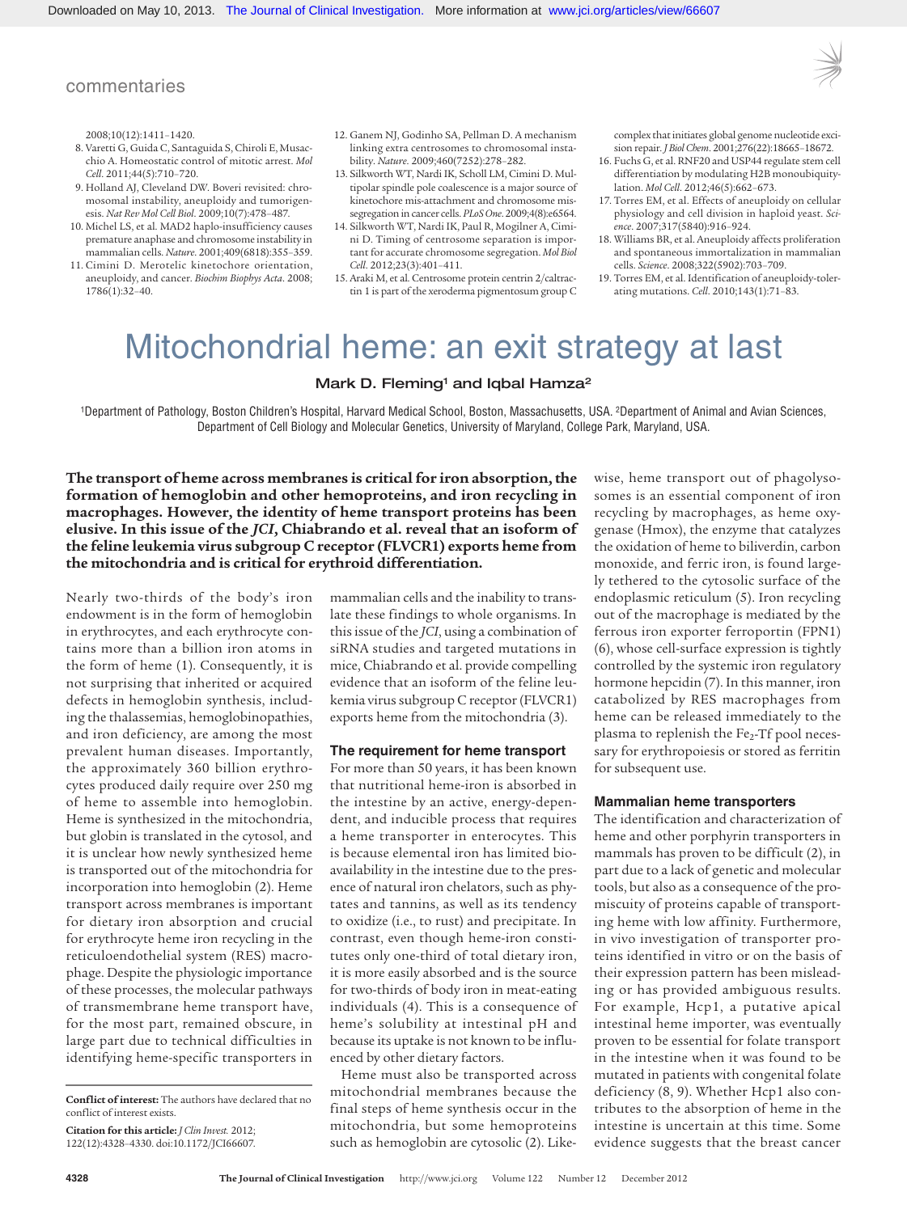2008;10(12):1411–1420.

8. Varetti G, Guida C, Santaguida S, Chiroli E, Musacchio A. Homeostatic control of mitotic arrest. *Mol Cell*. 2011;44(5):710–720.
9. Holland AJ, Cleveland DW. Boveri revisited: chromosomal instability, aneuploidy and tumorigenesis. *Nat Rev Mol Cell Biol*. 2009;10(7):478–487.
10. Michel LS, et al. MAD2 haplo-insufficiency causes premature anaphase and chromosome instability in mammalian cells. *Nature*. 2001;409(6818):355–359.
11. Cimini D. Merotelic kinetochore orientation, aneuploidy, and cancer. *Biochim Biophys Acta*. 2008; 1786(1):32–40.
12. Ganem NJ, Godinho SA, Pellman D. A mechanism linking extra centrosomes to chromosomal instability. *Nature*. 2009;460(7252):278–282.
13. Silkworth WT, Nardi IK, Scholl LM, Cimini D. Multipolar spindle pole coalescence is a major source of kinetochore mis-attachment and chromosome missegregation in cancer cells. *PLoS One*. 2009;4(8):e6564.
14. Silkworth WT, Nardi IK, Paul R, Mogilner A, Cimini D. Timing of centrosome separation is important for accurate chromosome segregation. *Mol Biol Cell*. 2012;23(3):401–411.
15. Araki M, et al. Centrosome protein centrin 2/caltractin 1 is part of the xeroderma pigmentosum group C complex that initiates global genome nucleotide excision repair. *J Biol Chem*. 2001;276(22):18665–18672.
16. Fuchs G, et al. RNF20 and USP44 regulate stem cell differentiation by modulating H2B monoubiquitylation. *Mol Cell*. 2012;46(5):662–673.
17. Torres EM, et al. Effects of aneuploidy on cellular physiology and cell division in haploid yeast. *Science*. 2007;317(5840):916–924.
18. Williams BR, et al. Aneuploidy affects proliferation and spontaneous immortalization in mammalian cells. *Science*. 2008;322(5902):703–709.
19. Torres EM, et al. Identification of aneuploidy-tolerating mutations. *Cell*. 2010;143(1):71–83.

# Mitochondrial heme: an exit strategy at last

**Mark D. Fleming[1] and Iqbal Hamza[2]**

[1]Department of Pathology, Boston Children's Hospital, Harvard Medical School, Boston, Massachusetts, USA. [2]Department of Animal and Avian Sciences, Department of Cell Biology and Molecular Genetics, University of Maryland, College Park, Maryland, USA.

**The transport of heme across membranes is critical for iron absorption, the formation of hemoglobin and other hemoproteins, and iron recycling in macrophages. However, the identity of heme transport proteins has been elusive. In this issue of the *JCI*, Chiabrando et al. reveal that an isoform of the feline leukemia virus subgroup C receptor (FLVCR1) exports heme from the mitochondria and is critical for erythroid differentiation.**

Nearly two-thirds of the body's iron endowment is in the form of hemoglobin in erythrocytes, and each erythrocyte contains more than a billion iron atoms in the form of heme (1). Consequently, it is not surprising that inherited or acquired defects in hemoglobin synthesis, including the thalassemias, hemoglobinopathies, and iron deficiency, are among the most prevalent human diseases. Importantly, the approximately 360 billion erythrocytes produced daily require over 250 mg of heme to assemble into hemoglobin. Heme is synthesized in the mitochondria, but globin is translated in the cytosol, and it is unclear how newly synthesized heme is transported out of the mitochondria for incorporation into hemoglobin (2). Heme transport across membranes is important for dietary iron absorption and crucial for erythrocyte heme iron recycling in the reticuloendothelial system (RES) macrophage. Despite the physiologic importance of these processes, the molecular pathways of transmembrane heme transport have, for the most part, remained obscure, in large part due to technical difficulties in identifying heme-specific transporters in mammalian cells and the inability to translate these findings to whole organisms. In this issue of the *JCI*, using a combination of siRNA studies and targeted mutations in mice, Chiabrando et al. provide compelling evidence that an isoform of the feline leukemia virus subgroup C receptor (FLVCR1) exports heme from the mitochondria (3).

**Conflict of interest:** The authors have declared that no conflict of interest exists.

**Citation for this article:** *J Clin Invest*. 2012; 122(12):4328–4330. doi:10.1172/JCI66607.

### The requirement for heme transport

For more than 50 years, it has been known that nutritional heme-iron is absorbed in the intestine by an active, energy-dependent, and inducible process that requires a heme transporter in enterocytes. This is because elemental iron has limited bioavailability in the intestine due to the presence of natural iron chelators, such as phytates and tannins, as well as its tendency to oxidize (i.e., to rust) and precipitate. In contrast, even though heme-iron constitutes only one-third of total dietary iron, it is more easily absorbed and is the source for two-thirds of body iron in meat-eating individuals (4). This is a consequence of heme's solubility at intestinal pH and because its uptake is not known to be influenced by other dietary factors.

Heme must also be transported across mitochondrial membranes because the final steps of heme synthesis occur in the mitochondria, but some hemoproteins such as hemoglobin are cytosolic (2). Likewise, heme transport out of phagolysosomes is an essential component of iron recycling by macrophages, as heme oxygenase (Hmox), the enzyme that catalyzes the oxidation of heme to biliverdin, carbon monoxide, and ferric iron, is found largely tethered to the cytosolic surface of the endoplasmic reticulum (5). Iron recycling out of the macrophage is mediated by the ferrous iron exporter ferroportin (FPN1) (6), whose cell-surface expression is tightly controlled by the systemic iron regulatory hormone hepcidin (7). In this manner, iron catabolized by RES macrophages from heme can be released immediately to the plasma to replenish the $Fe_2$-Tf pool necessary for erythropoiesis or stored as ferritin for subsequent use.

### Mammalian heme transporters

The identification and characterization of heme and other porphyrin transporters in mammals has proven to be difficult (2), in part due to a lack of genetic and molecular tools, but also as a consequence of the promiscuity of proteins capable of transporting heme with low affinity. Furthermore, in vivo investigation of transporter proteins identified in vitro or on the basis of their expression pattern has been misleading or has provided ambiguous results. For example, Hcp1, a putative apical intestinal heme importer, was eventually proven to be essential for folate transport in the intestine when it was found to be mutated in patients with congenital folate deficiency (8, 9). Whether Hcp1 also contributes to the absorption of heme in the intestine is uncertain at this time. Some evidence suggests that the breast cancer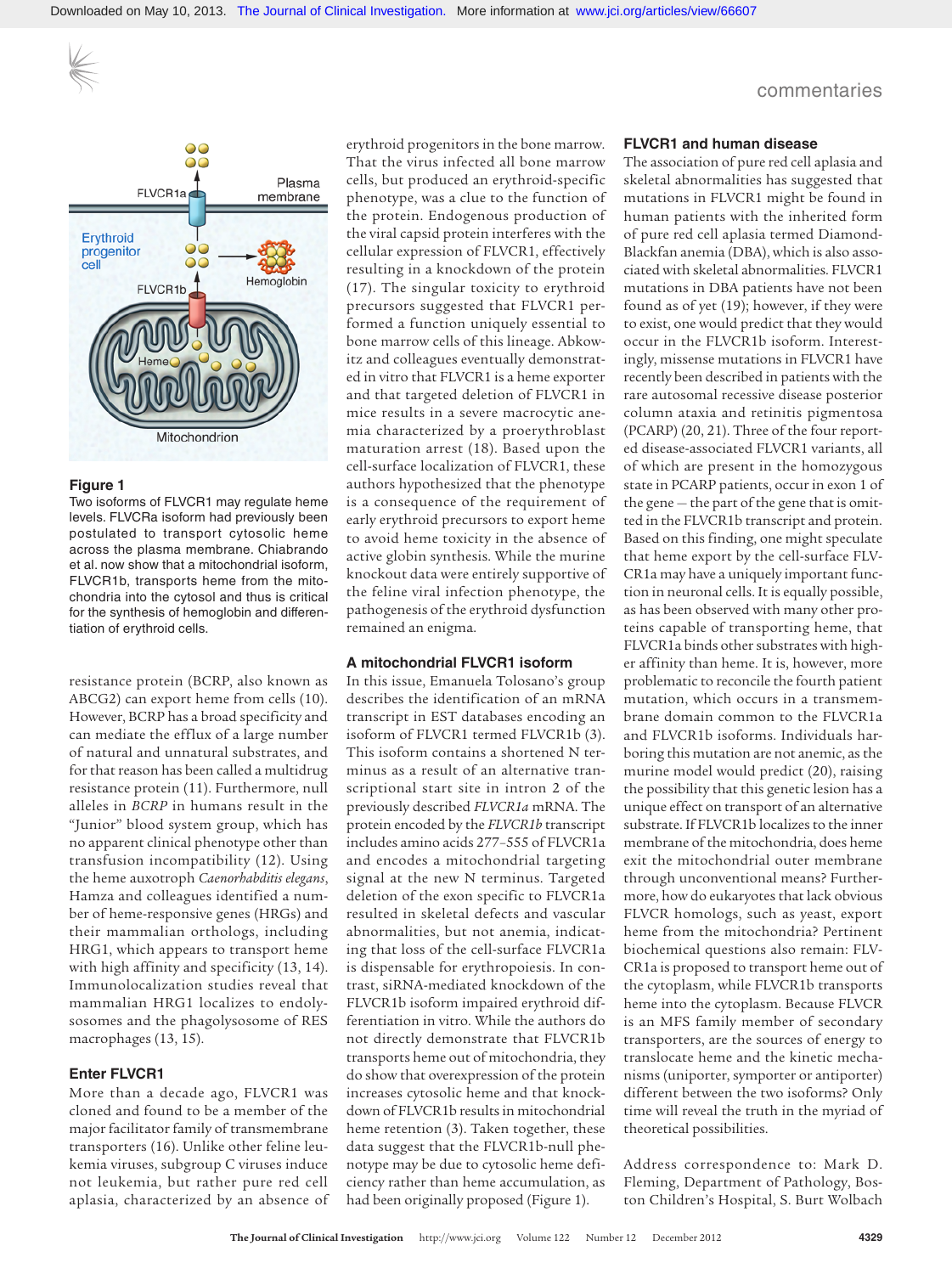Figure 1

Two isoforms of FLVCR1 may regulate heme levels. FLVCRa isoform had previously been postulated to transport cytosolic heme across the plasma membrane. Chiabrando et al. now show that a mitochondrial isoform, FLVCR1b, transports heme from the mitochondria into the cytosol and thus is critical for the synthesis of hemoglobin and differentiation of erythroid cells.

resistance protein (BCRP, also known as ABCG2) can export heme from cells (10). However, BCRP has a broad specificity and can mediate the efflux of a large number of natural and unnatural substrates, and for that reason has been called a multidrug resistance protein (11). Furthermore, null alleles in *BCRP* in humans result in the "Junior" blood system group, which has no apparent clinical phenotype other than transfusion incompatibility (12). Using the heme auxotroph *Caenorhabditis elegans*, Hamza and colleagues identified a number of heme-responsive genes (HRGs) and their mammalian orthologs, including HRG1, which appears to transport heme with high affinity and specificity (13, 14). Immunolocalization studies reveal that mammalian HRG1 localizes to endolysosomes and the phagolysosome of RES macrophages (13, 15).

## Enter FLVCR1

More than a decade ago, FLVCR1 was cloned and found to be a member of the major facilitator family of transmembrane transporters (16). Unlike other feline leukemia viruses, subgroup C viruses induce not leukemia, but rather pure red cell aplasia, characterized by an absence of erythroid progenitors in the bone marrow. That the virus infected all bone marrow cells, but produced an erythroid-specific phenotype, was a clue to the function of the protein. Endogenous production of the viral capsid protein interferes with the cellular expression of FLVCR1, effectively resulting in a knockdown of the protein (17). The singular toxicity to erythroid precursors suggested that FLVCR1 performed a function uniquely essential to bone marrow cells of this lineage. Abkowitz and colleagues eventually demonstrated in vitro that FLVCR1 is a heme exporter and that targeted deletion of FLVCR1 in mice results in a severe macrocytic anemia characterized by a proerythroblast maturation arrest (18). Based upon the cell-surface localization of FLVCR1, these authors hypothesized that the phenotype is a consequence of the requirement of early erythroid precursors to export heme to avoid heme toxicity in the absence of active globin synthesis. While the murine knockout data were entirely supportive of the feline viral infection phenotype, the pathogenesis of the erythroid dysfunction remained an enigma.

## A mitochondrial FLVCR1 isoform

In this issue, Emanuela Tolosano's group describes the identification of an mRNA transcript in EST databases encoding an isoform of FLVCR1 termed FLVCR1b (3). This isoform contains a shortened N terminus as a result of an alternative transcriptional start site in intron 2 of the previously described *FLVCR1a* mRNA. The protein encoded by the *FLVCR1b* transcript includes amino acids 277–555 of FLVCR1a and encodes a mitochondrial targeting signal at the new N terminus. Targeted deletion of the exon specific to FLVCR1a resulted in skeletal defects and vascular abnormalities, but not anemia, indicating that loss of the cell-surface FLVCR1a is dispensable for erythropoiesis. In contrast, siRNA-mediated knockdown of the FLVCR1b isoform impaired erythroid differentiation in vitro. While the authors do not directly demonstrate that FLVCR1b transports heme out of mitochondria, they do show that overexpression of the protein increases cytosolic heme and that knockdown of FLVCR1b results in mitochondrial heme retention (3). Taken together, these data suggest that the FLVCR1b-null phenotype may be due to cytosolic heme deficiency rather than heme accumulation, as had been originally proposed (Figure 1).

## FLVCR1 and human disease

The association of pure red cell aplasia and skeletal abnormalities has suggested that mutations in FLVCR1 might be found in human patients with the inherited form of pure red cell aplasia termed Diamond-Blackfan anemia (DBA), which is also associated with skeletal abnormalities. FLVCR1 mutations in DBA patients have not been found as of yet (19); however, if they were to exist, one would predict that they would occur in the FLVCR1b isoform. Interestingly, missense mutations in FLVCR1 have recently been described in patients with the rare autosomal recessive disease posterior column ataxia and retinitis pigmentosa (PCARP) (20, 21). Three of the four reported disease-associated FLVCR1 variants, all of which are present in the homozygous state in PCARP patients, occur in exon 1 of the gene — the part of the gene that is omitted in the FLVCR1b transcript and protein. Based on this finding, one might speculate that heme export by the cell-surface FLVCR1a may have a uniquely important function in neuronal cells. It is equally possible, as has been observed with many other proteins capable of transporting heme, that FLVCR1a binds other substrates with higher affinity than heme. It is, however, more problematic to reconcile the fourth patient mutation, which occurs in a transmembrane domain common to the FLVCR1a and FLVCR1b isoforms. Individuals harboring this mutation are not anemic, as the murine model would predict (20), raising the possibility that this genetic lesion has a unique effect on transport of an alternative substrate. If FLVCR1b localizes to the inner membrane of the mitochondria, does heme exit the mitochondrial outer membrane through unconventional means? Furthermore, how do eukaryotes that lack obvious FLVCR homologs, such as yeast, export heme from the mitochondria? Pertinent biochemical questions also remain: FLVCR1a is proposed to transport heme out of the cytoplasm, while FLVCR1b transports heme into the cytoplasm. Because FLVCR is an MFS family member of secondary transporters, are the sources of energy to translocate heme and the kinetic mechanisms (uniporter, symporter or antiporter) different between the two isoforms? Only time will reveal the truth in the myriad of theoretical possibilities.

Address correspondence to: Mark D. Fleming, Department of Pathology, Boston Children's Hospital, S. Burt Wolbach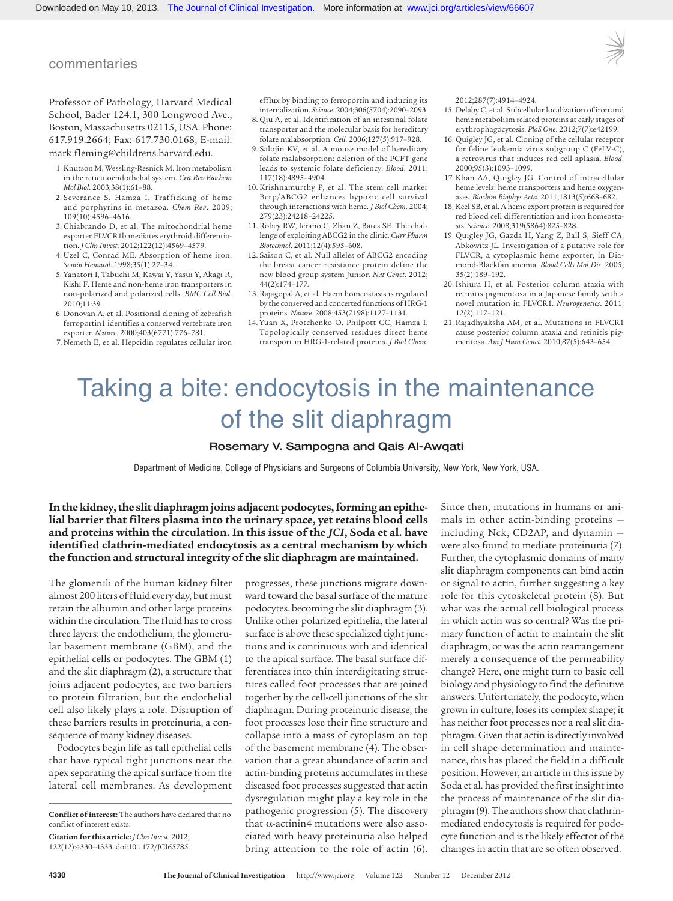Professor of Pathology, Harvard Medical School, Bader 124.1, 300 Longwood Ave., Boston, Massachusetts 02115, USA. Phone: 617.919.2664; Fax: 617.730.0168; E-mail: mark.fleming@childrens.harvard.edu.

1. Knutson M, Wessling-Resnick M. Iron metabolism in the reticuloendothelial system. *Crit Rev Biochem Mol Biol*. 2003;38(1):61–88.
2. Severance S, Hamza I. Trafficking of heme and porphyrins in metazoa. *Chem Rev*. 2009; 109(10):4596–4616.
3. Chiabrando D, et al. The mitochondrial heme exporter FLVCR1b mediates erythroid differentiation. *J Clin Invest*. 2012;122(12):4569–4579.
4. Uzel C, Conrad ME. Absorption of heme iron. *Semin Hematol*. 1998;35(1):27–34.
5. Yanatori I, Tabuchi M, Kawai Y, Yasui Y, Akagi R, Kishi F. Heme and non-heme iron transporters in non-polarized and polarized cells. *BMC Cell Biol*. 2010;11:39.
6. Donovan A, et al. Positional cloning of zebrafish ferroportin1 identifies a conserved vertebrate iron exporter. *Nature*. 2000;403(6771):776–781.
7. Nemeth E, et al. Hepcidin regulates cellular iron efflux by binding to ferroportin and inducing its internalization. *Science*. 2004;306(5704):2090–2093.
8. Qiu A, et al. Identification of an intestinal folate transporter and the molecular basis for hereditary folate malabsorption. *Cell*. 2006;127(5):917–928.
9. Salojin KV, et al. A mouse model of hereditary folate malabsorption: deletion of the PCFT gene leads to systemic folate deficiency. *Blood*. 2011; 117(18):4895–4904.
10. Krishnamurthy P, et al. The stem cell marker Bcrp/ABCG2 enhances hypoxic cell survival through interactions with heme. *J Biol Chem*. 2004; 279(23):24218–24225.
11. Robey RW, Ierano C, Zhan Z, Bates SE. The challenge of exploiting ABCG2 in the clinic. *Curr Pharm Biotechnol*. 2011;12(4):595–608.
12. Saison C, et al. Null alleles of ABCG2 encoding the breast cancer resistance protein define the new blood group system Junior. *Nat Genet*. 2012; 44(2):174–177.
13. Rajagopal A, et al. Haem homeostasis is regulated by the conserved and concerted functions of HRG-1 proteins. *Nature*. 2008;453(7198):1127–1131.
14. Yuan X, Protchenko O, Philpott CC, Hamza I. Topologically conserved residues direct heme transport in HRG-1-related proteins. *J Biol Chem*. 2012;287(7):4914–4924.
15. Delaby C, et al. Subcellular localization of iron and heme metabolism related proteins at early stages of erythrophagocytosis. *PloS One*. 2012;7(7):e42199.
16. Quigley JG, et al. Cloning of the cellular receptor for feline leukemia virus subgroup C (FeLV-C), a retrovirus that induces red cell aplasia. *Blood*. 2000;95(3):1093–1099.
17. Khan AA, Quigley JG. Control of intracellular heme levels: heme transporters and heme oxygenases. *Biochim Biophys Acta*. 2011;1813(5):668–682.
18. Keel SB, et al. A heme export protein is required for red blood cell differentiation and iron homeostasis. *Science*. 2008;319(5864):825–828.
19. Quigley JG, Gazda H, Yang Z, Ball S, Sieff CA, Abkowitz JL. Investigation of a putative role for FLVCR, a cytoplasmic heme exporter, in Diamond-Blackfan anemia. *Blood Cells Mol Dis*. 2005; 35(2):189–192.
20. Ishiura H, et al. Posterior column ataxia with retinitis pigmentosa in a Japanese family with a novel mutation in FLVCR1. *Neurogenetics*. 2011; 12(2):117–121.
21. Rajadhyaksha AM, et al. Mutations in FLVCR1 cause posterior column ataxia and retinitis pigmentosa. *Am J Hum Genet*. 2010;87(5):643–654.

# Taking a bite: endocytosis in the maintenance of the slit diaphragm

**Rosemary V. Sampogna and Qais Al-Awqati**

Department of Medicine, College of Physicians and Surgeons of Columbia University, New York, New York, USA.

**In the kidney, the slit diaphragm joins adjacent podocytes, forming an epithelial barrier that filters plasma into the urinary space, yet retains blood cells and proteins within the circulation. In this issue of the *JCI*, Soda et al. have identified clathrin-mediated endocytosis as a central mechanism by which the function and structural integrity of the slit diaphragm are maintained.**

The glomeruli of the human kidney filter almost 200 liters of fluid every day, but must retain the albumin and other large proteins within the circulation. The fluid has to cross three layers: the endothelium, the glomerular basement membrane (GBM), and the epithelial cells or podocytes. The GBM (1) and the slit diaphragm (2), a structure that joins adjacent podocytes, are two barriers to protein filtration, but the endothelial cell also likely plays a role. Disruption of these barriers results in proteinuria, a consequence of many kidney diseases.

Podocytes begin life as tall epithelial cells that have typical tight junctions near the apex separating the apical surface from the lateral cell membranes. As development progresses, these junctions migrate downward toward the basal surface of the mature podocytes, becoming the slit diaphragm (3). Unlike other polarized epithelia, the lateral surface is above these specialized tight junctions and is continuous with and identical to the apical surface. The basal surface differentiates into thin interdigitating structures called foot processes that are joined together by the cell-cell junctions of the slit diaphragm. During proteinuric disease, the foot processes lose their fine structure and collapse into a mass of cytoplasm on top of the basement membrane (4). The observation that a great abundance of actin and actin-binding proteins accumulates in these diseased foot processes suggested that actin dysregulation might play a key role in the pathogenic progression (5). The discovery that α-actinin4 mutations were also associated with heavy proteinuria also helped bring attention to the role of actin (6). Since then, mutations in humans or animals in other actin-binding proteins — including Nck, CD2AP, and dynamin — were also found to mediate proteinuria (7). Further, the cytoplasmic domains of many slit diaphragm components can bind actin or signal to actin, further suggesting a key role for this cytoskeletal protein (8). But what was the actual cell biological process in which actin was so central? Was the primary function of actin to maintain the slit diaphragm, or was the actin rearrangement merely a consequence of the permeability change? Here, one might turn to basic cell biology and physiology to find the definitive answers. Unfortunately, the podocyte, when grown in culture, loses its complex shape; it has neither foot processes nor a real slit diaphragm. Given that actin is directly involved in cell shape determination and maintenance, this has placed the field in a difficult position. However, an article in this issue by Soda et al. has provided the first insight into the process of maintenance of the slit diaphragm (9). The authors show that clathrin-mediated endocytosis is required for podocyte function and is the likely effector of the changes in actin that are so often observed.

**Conflict of interest:** The authors have declared that no conflict of interest exists.

**Citation for this article:** *J Clin Invest*. 2012; 122(12):4330–4333. doi:10.1172/JCI65785.